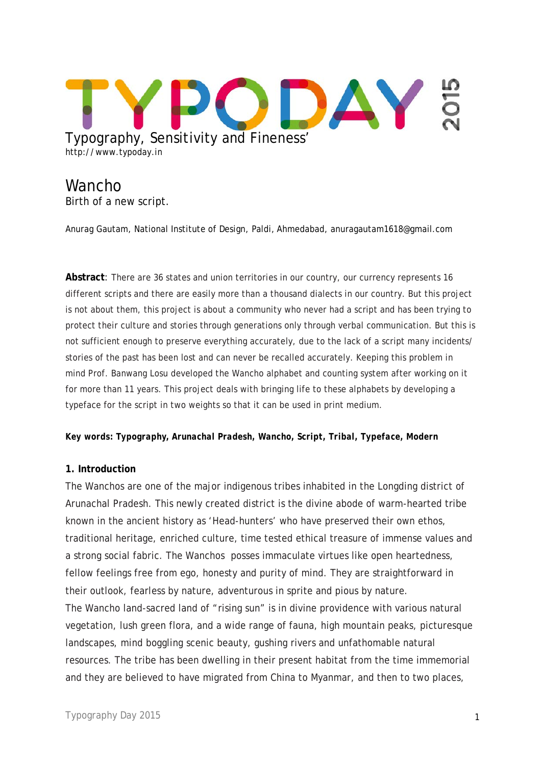TYPODAY 2015

Typography, Sensitivity and Fineness'

http://www.typoday.in

# Wancho

Birth of a new script.

Anurag Gautam, National Institute of Design, Paldi, Ahmedabad, anuragautam1618@gmail.com

**Abstract**: There are 36 states and union territories in our country, our currency represents 16 different scripts and there are easily more than a thousand dialects in our country. But this project is not about them, this project is about a community who never had a script and has been trying to protect their culture and stories through generations only through verbal communication. But this is not sufficient enough to preserve everything accurately, due to the lack of a script many incidents/ stories of the past has been lost and can never be recalled accurately. Keeping this problem in mind Prof. Banwang Losu developed the Wancho alphabet and counting system after working on it for more than 11 years. This project deals with bringing life to these alphabets by developing a typeface for the script in two weights so that it can be used in print medium.

**Key words: *Typography, Arunachal Pradesh, Wancho, Script, Tribal, Typeface, Modern***

## 1. Introduction

The Wanchos are one of the major indigenous tribes inhabited in the Longding district of Arunachal Pradesh. This newly created district is the divine abode of warm-hearted tribe known in the ancient history as 'Head-hunters' who have preserved their own ethos, traditional heritage, enriched culture, time tested ethical treasure of immense values and a strong social fabric. The Wanchos posses immaculate virtues like open heartedness, fellow feelings free from ego, honesty and purity of mind. They are straightforward in their outlook, fearless by nature, adventurous in sprite and pious by nature.

The Wancho land-sacred land of "rising sun" is in divine providence with various natural vegetation, lush green flora, and a wide range of fauna, high mountain peaks, picturesque landscapes, mind boggling scenic beauty, gushing rivers and unfathomable natural resources. The tribe has been dwelling in their present habitat from the time immemorial and they are believed to have migrated from China to Myanmar, and then to two places,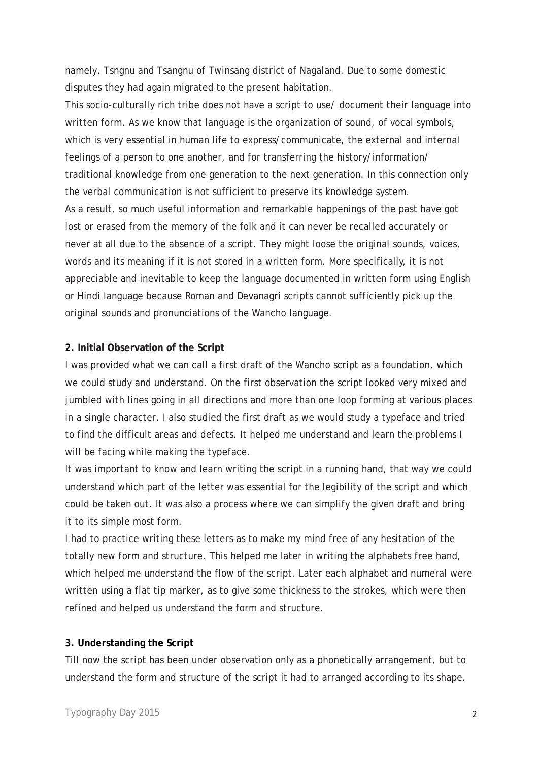namely, Tsngnu and Tsangnu of Twinsang district of Nagaland. Due to some domestic disputes they had again migrated to the present habitation.

This socio-culturally rich tribe does not have a script to use/ document their language into written form. As we know that language is the organization of sound, of vocal symbols, which is very essential in human life to express/communicate, the external and internal feelings of a person to one another, and for transferring the history/information/ traditional knowledge from one generation to the next generation. In this connection only the verbal communication is not sufficient to preserve its knowledge system.

As a result, so much useful information and remarkable happenings of the past have got lost or erased from the memory of the folk and it can never be recalled accurately or never at all due to the absence of a script. They might loose the original sounds, voices, words and its meaning if it is not stored in a written form. More specifically, it is not appreciable and inevitable to keep the language documented in written form using English or Hindi language because Roman and Devanagri scripts cannot sufficiently pick up the original sounds and pronunciations of the Wancho language.

**2. Initial Observation of the Script**

I was provided what we can call a first draft of the Wancho script as a foundation, which we could study and understand. On the first observation the script looked very mixed and jumbled with lines going in all directions and more than one loop forming at various places in a single character. I also studied the first draft as we would study a typeface and tried to find the difficult areas and defects. It helped me understand and learn the problems I will be facing while making the typeface.

It was important to know and learn writing the script in a running hand, that way we could understand which part of the letter was essential for the legibility of the script and which could be taken out. It was also a process where we can simplify the given draft and bring it to its simple most form.

I had to practice writing these letters as to make my mind free of any hesitation of the totally new form and structure. This helped me later in writing the alphabets free hand, which helped me understand the flow of the script. Later each alphabet and numeral were written using a flat tip marker, as to give some thickness to the strokes, which were then refined and helped us understand the form and structure.

**3. Understanding the Script**

Till now the script has been under observation only as a phonetically arrangement, but to understand the form and structure of the script it had to arranged according to its shape.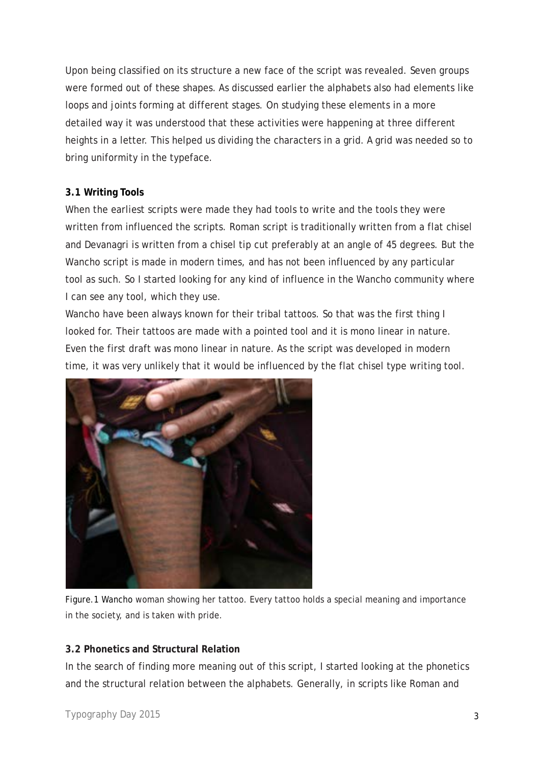Upon being classified on its structure a new face of the script was revealed. Seven groups were formed out of these shapes. As discussed earlier the alphabets also had elements like loops and joints forming at different stages. On studying these elements in a more detailed way it was understood that these activities were happening at three different heights in a letter. This helped us dividing the characters in a grid. A grid was needed so to bring uniformity in the typeface.

### 3.1 Writing Tools

When the earliest scripts were made they had tools to write and the tools they were written from influenced the scripts. Roman script is traditionally written from a flat chisel and Devanagri is written from a chisel tip cut preferably at an angle of 45 degrees. But the Wancho script is made in modern times, and has not been influenced by any particular tool as such. So I started looking for any kind of influence in the Wancho community where I can see any tool, which they use.

Wancho have been always known for their tribal tattoos. So that was the first thing I looked for. Their tattoos are made with a pointed tool and it is mono linear in nature. Even the first draft was mono linear in nature. As the script was developed in modern time, it was very unlikely that it would be influenced by the flat chisel type writing tool.

Figure.1 Wancho woman showing her tattoo. Every tattoo holds a special meaning and importance in the society, and is taken with pride.

### 3.2 Phonetics and Structural Relation

In the search of finding more meaning out of this script, I started looking at the phonetics and the structural relation between the alphabets. Generally, in scripts like Roman and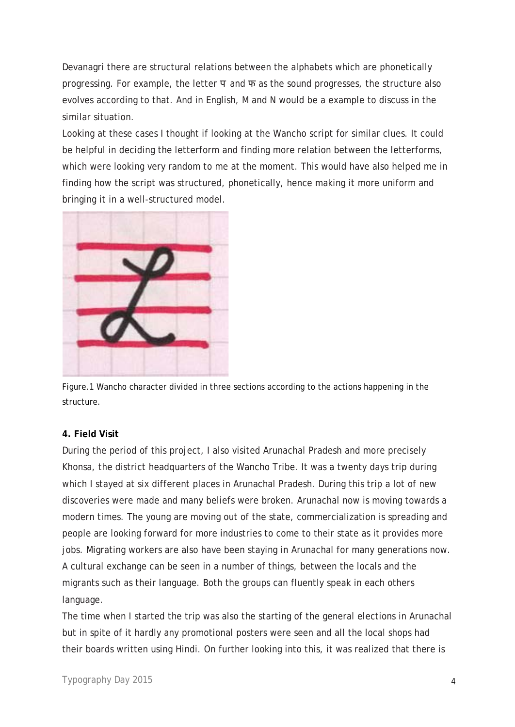Devanagri there are structural relations between the alphabets which are phonetically progressing. For example, the letter प and फ as the sound progresses, the structure also evolves according to that. And in English, M and N would be a example to discuss in the similar situation.

Looking at these cases I thought if looking at the Wancho script for similar clues. It could be helpful in deciding the letterform and finding more relation between the letterforms, which were looking very random to me at the moment. This would have also helped me in finding how the script was structured, phonetically, hence making it more uniform and bringing it in a well-structured model.

Figure.1 Wancho character divided in three sections according to the actions happening in the structure.

**4. Field Visit**

During the period of this project, I also visited Arunachal Pradesh and more precisely Khonsa, the district headquarters of the Wancho Tribe. It was a twenty days trip during which I stayed at six different places in Arunachal Pradesh. During this trip a lot of new discoveries were made and many beliefs were broken. Arunachal now is moving towards a modern times. The young are moving out of the state, commercialization is spreading and people are looking forward for more industries to come to their state as it provides more jobs. Migrating workers are also have been staying in Arunachal for many generations now. A cultural exchange can be seen in a number of things, between the locals and the migrants such as their language. Both the groups can fluently speak in each others language.

The time when I started the trip was also the starting of the general elections in Arunachal but in spite of it hardly any promotional posters were seen and all the local shops had their boards written using Hindi. On further looking into this, it was realized that there is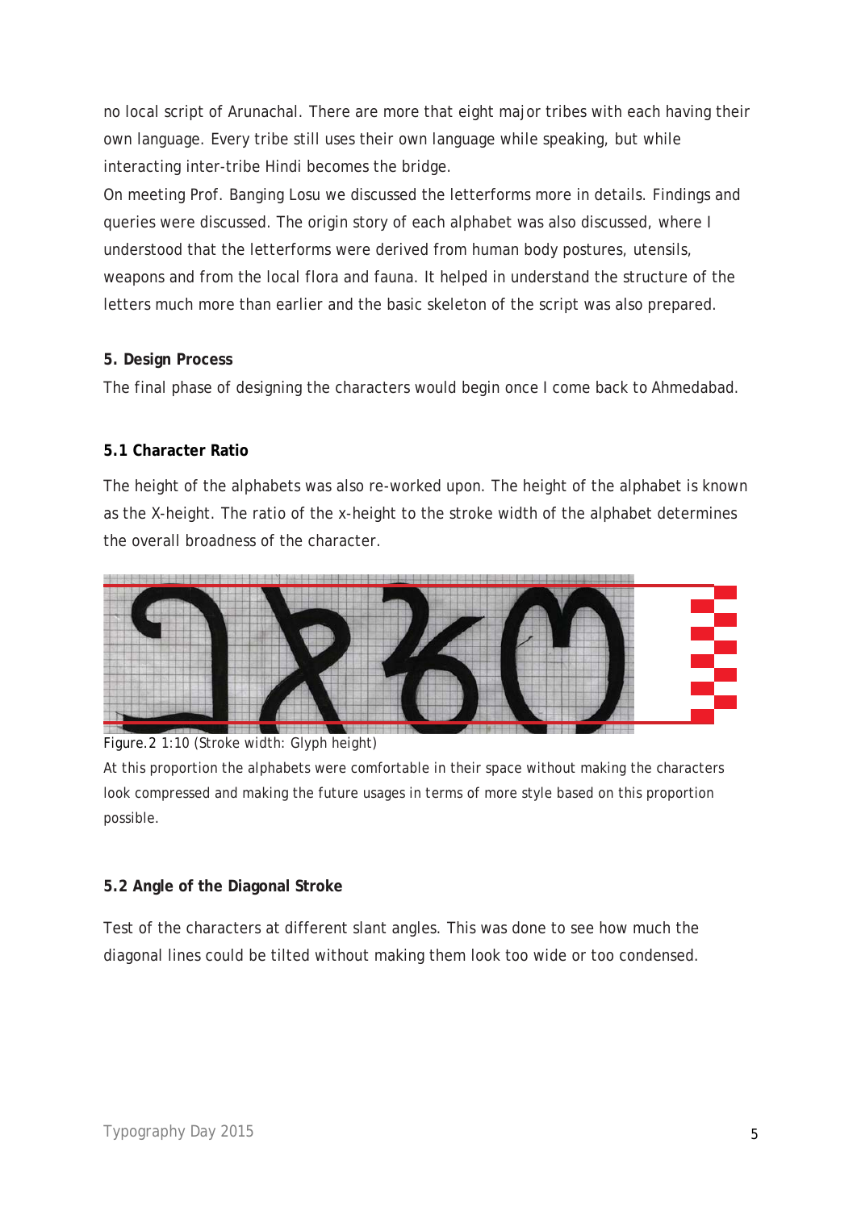no local script of Arunachal. There are more that eight major tribes with each having their own language. Every tribe still uses their own language while speaking, but while interacting inter-tribe Hindi becomes the bridge.

On meeting Prof. Banging Losu we discussed the letterforms more in details. Findings and queries were discussed. The origin story of each alphabet was also discussed, where I understood that the letterforms were derived from human body postures, utensils, weapons and from the local flora and fauna. It helped in understand the structure of the letters much more than earlier and the basic skeleton of the script was also prepared.

## 5. Design Process

The final phase of designing the characters would begin once I come back to Ahmedabad.

### 5.1 Character Ratio

The height of the alphabets was also re-worked upon. The height of the alphabet is known as the X-height. The ratio of the x-height to the stroke width of the alphabet determines the overall broadness of the character.

Figure.2 1:10 (Stroke width: Glyph height)

At this proportion the alphabets were comfortable in their space without making the characters look compressed and making the future usages in terms of more style based on this proportion possible.

### 5.2 Angle of the Diagonal Stroke

Test of the characters at different slant angles. This was done to see how much the diagonal lines could be tilted without making them look too wide or too condensed.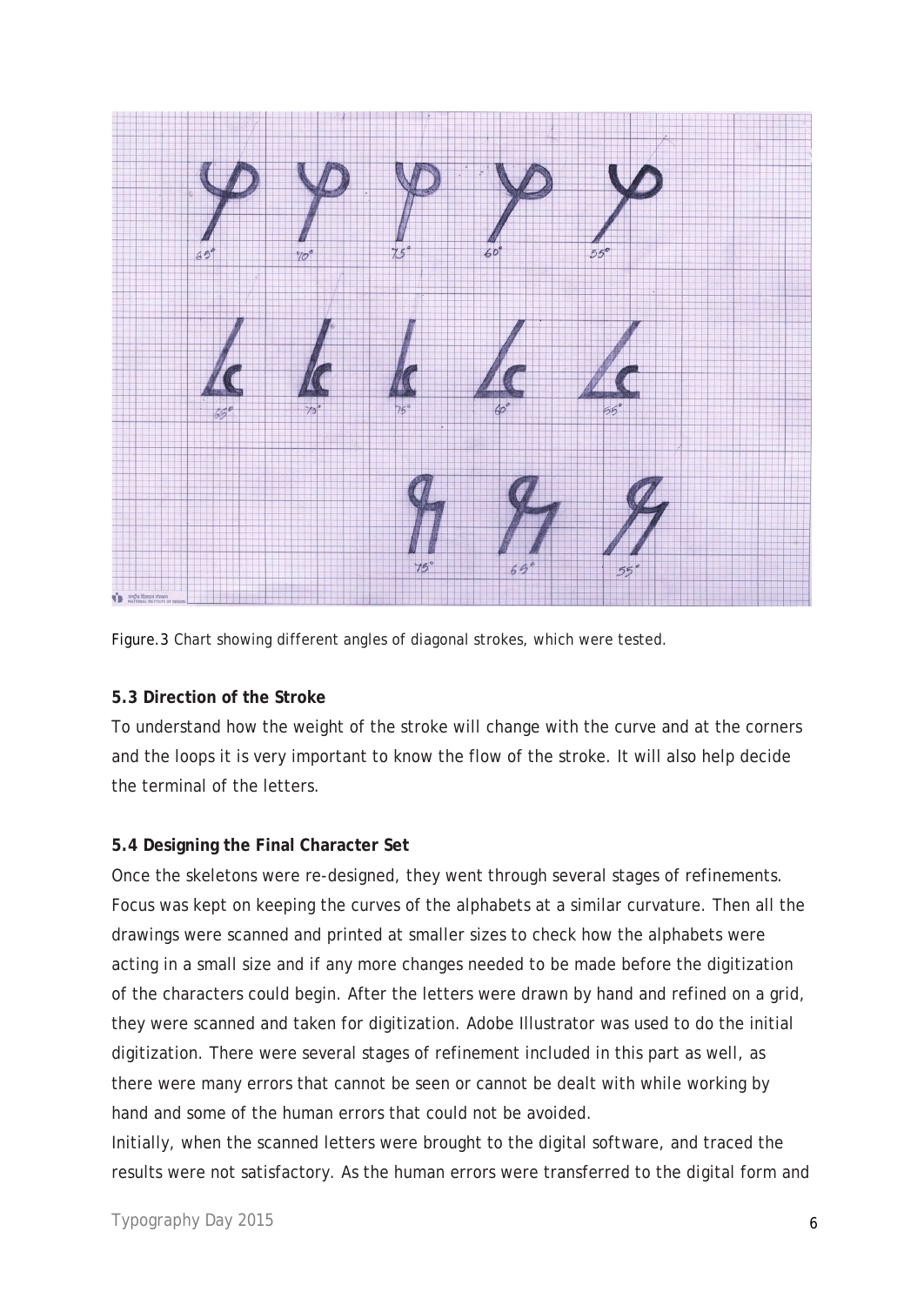Figure.3 Chart showing different angles of diagonal strokes, which were tested.

**5.3 Direction of the Stroke**

To understand how the weight of the stroke will change with the curve and at the corners and the loops it is very important to know the flow of the stroke. It will also help decide the terminal of the letters.

**5.4 Designing the Final Character Set**

Once the skeletons were re-designed, they went through several stages of refinements. Focus was kept on keeping the curves of the alphabets at a similar curvature. Then all the drawings were scanned and printed at smaller sizes to check how the alphabets were acting in a small size and if any more changes needed to be made before the digitization of the characters could begin. After the letters were drawn by hand and refined on a grid, they were scanned and taken for digitization. Adobe Illustrator was used to do the initial digitization. There were several stages of refinement included in this part as well, as there were many errors that cannot be seen or cannot be dealt with while working by hand and some of the human errors that could not be avoided.

Initially, when the scanned letters were brought to the digital software, and traced the results were not satisfactory. As the human errors were transferred to the digital form and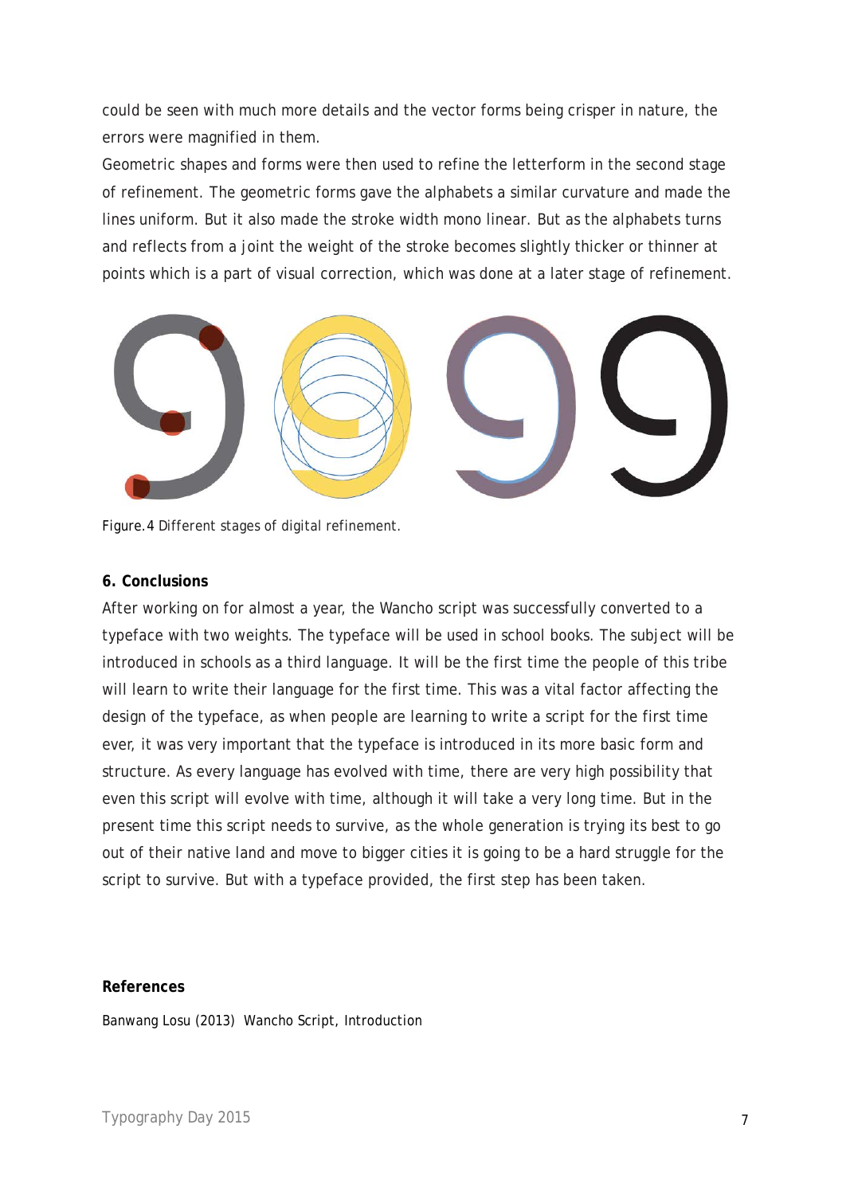could be seen with much more details and the vector forms being crisper in nature, the errors were magnified in them.

Geometric shapes and forms were then used to refine the letterform in the second stage of refinement. The geometric forms gave the alphabets a similar curvature and made the lines uniform. But it also made the stroke width mono linear. But as the alphabets turns and reflects from a joint the weight of the stroke becomes slightly thicker or thinner at points which is a part of visual correction, which was done at a later stage of refinement.

Figure.4 Different stages of digital refinement.

### 6. Conclusions

After working on for almost a year, the Wancho script was successfully converted to a typeface with two weights. The typeface will be used in school books. The subject will be introduced in schools as a third language. It will be the first time the people of this tribe will learn to write their language for the first time. This was a vital factor affecting the design of the typeface, as when people are learning to write a script for the first time ever, it was very important that the typeface is introduced in its more basic form and structure. As every language has evolved with time, there are very high possibility that even this script will evolve with time, although it will take a very long time. But in the present time this script needs to survive, as the whole generation is trying its best to go out of their native land and move to bigger cities it is going to be a hard struggle for the script to survive. But with a typeface provided, the first step has been taken.

### References

Banwang Losu (2013) Wancho Script, Introduction